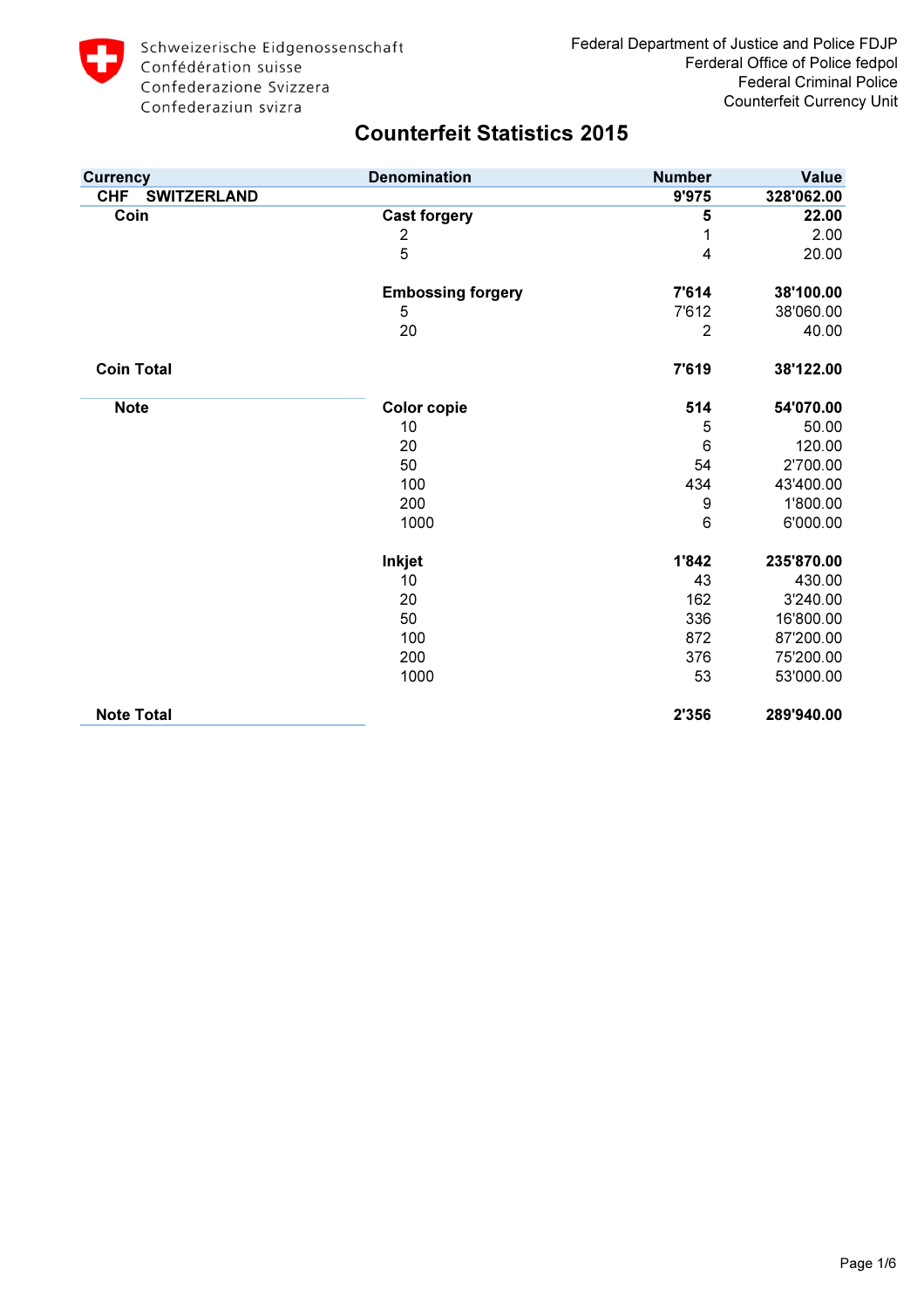Schweizerische Eidgenossenschaft
Confédération suisse
Confederazione Svizzera
Confederaziun svizra

Federal Department of Justice and Police FDJP
Ferderal Office of Police fedpol
Federal Criminal Police
Counterfeit Currency Unit

# Counterfeit Statistics 2015

| Currency | Denomination | Number | Value |
|---|---|---|---|
| **CHF SWITZERLAND** | | **9'975** | **328'062.00** |
| **Coin** | **Cast forgery** | **5** | **22.00** |
| | 2 | 1 | 2.00 |
| | 5 | 4 | 20.00 |
| | **Embossing forgery** | **7'614** | **38'100.00** |
| | 5 | 7'612 | 38'060.00 |
| | 20 | 2 | 40.00 |
| **Coin Total** | | **7'619** | **38'122.00** |
| **Note** | **Color copie** | **514** | **54'070.00** |
| | 10 | 5 | 50.00 |
| | 20 | 6 | 120.00 |
| | 50 | 54 | 2'700.00 |
| | 100 | 434 | 43'400.00 |
| | 200 | 9 | 1'800.00 |
| | 1000 | 6 | 6'000.00 |
| | **Inkjet** | **1'842** | **235'870.00** |
| | 10 | 43 | 430.00 |
| | 20 | 162 | 3'240.00 |
| | 50 | 336 | 16'800.00 |
| | 100 | 872 | 87'200.00 |
| | 200 | 376 | 75'200.00 |
| | 1000 | 53 | 53'000.00 |
| **Note Total** | | **2'356** | **289'940.00** |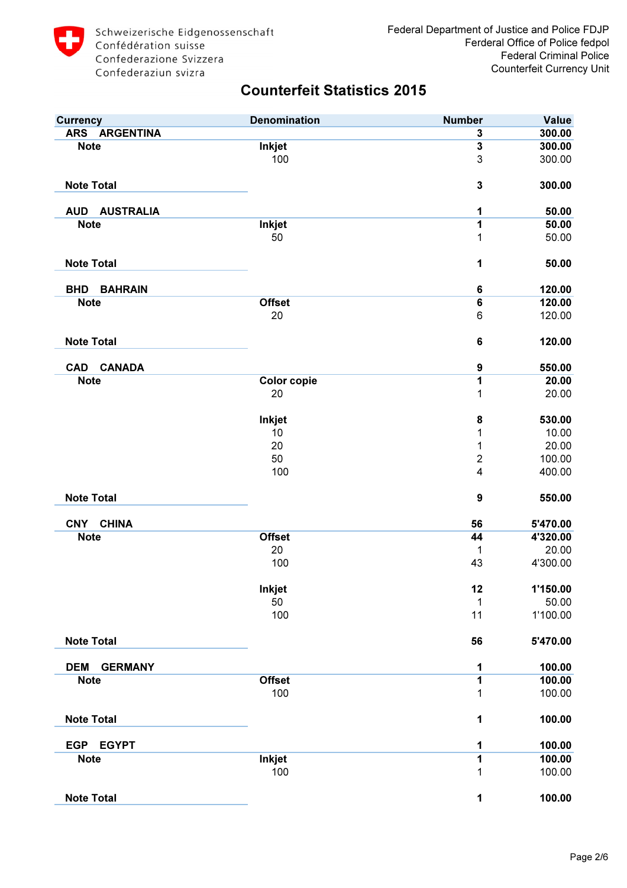Schweizerische Eidgenossenschaft
Confédération suisse
Confederazione Svizzera
Confederaziun svizra

Federal Department of Justice and Police FDJP
Ferderal Office of Police fedpol
Federal Criminal Police
Counterfeit Currency Unit

# Counterfeit Statistics 2015

| Currency | Denomination | Number | Value |
|---|---|---|---|
| **ARS ARGENTINA** | | **3** | **300.00** |
| **Note** | **Inkjet** | **3** | **300.00** |
| | 100 | 3 | 300.00 |
| **Note Total** | | **3** | **300.00** |
| **AUD AUSTRALIA** | | **1** | **50.00** |
| **Note** | **Inkjet** | **1** | **50.00** |
| | 50 | 1 | 50.00 |
| **Note Total** | | **1** | **50.00** |
| **BHD BAHRAIN** | | **6** | **120.00** |
| **Note** | **Offset** | **6** | **120.00** |
| | 20 | 6 | 120.00 |
| **Note Total** | | **6** | **120.00** |
| **CAD CANADA** | | **9** | **550.00** |
| **Note** | **Color copie** | **1** | **20.00** |
| | 20 | 1 | 20.00 |
| | **Inkjet** | **8** | **530.00** |
| | 10 | 1 | 10.00 |
| | 20 | 1 | 20.00 |
| | 50 | 2 | 100.00 |
| | 100 | 4 | 400.00 |
| **Note Total** | | **9** | **550.00** |
| **CNY CHINA** | | **56** | **5'470.00** |
| **Note** | **Offset** | **44** | **4'320.00** |
| | 20 | 1 | 20.00 |
| | 100 | 43 | 4'300.00 |
| | **Inkjet** | **12** | **1'150.00** |
| | 50 | 1 | 50.00 |
| | 100 | 11 | 1'100.00 |
| **Note Total** | | **56** | **5'470.00** |
| **DEM GERMANY** | | **1** | **100.00** |
| **Note** | **Offset** | **1** | **100.00** |
| | 100 | 1 | 100.00 |
| **Note Total** | | **1** | **100.00** |
| **EGP EGYPT** | | **1** | **100.00** |
| **Note** | **Inkjet** | **1** | **100.00** |
| | 100 | 1 | 100.00 |
| **Note Total** | | **1** | **100.00** |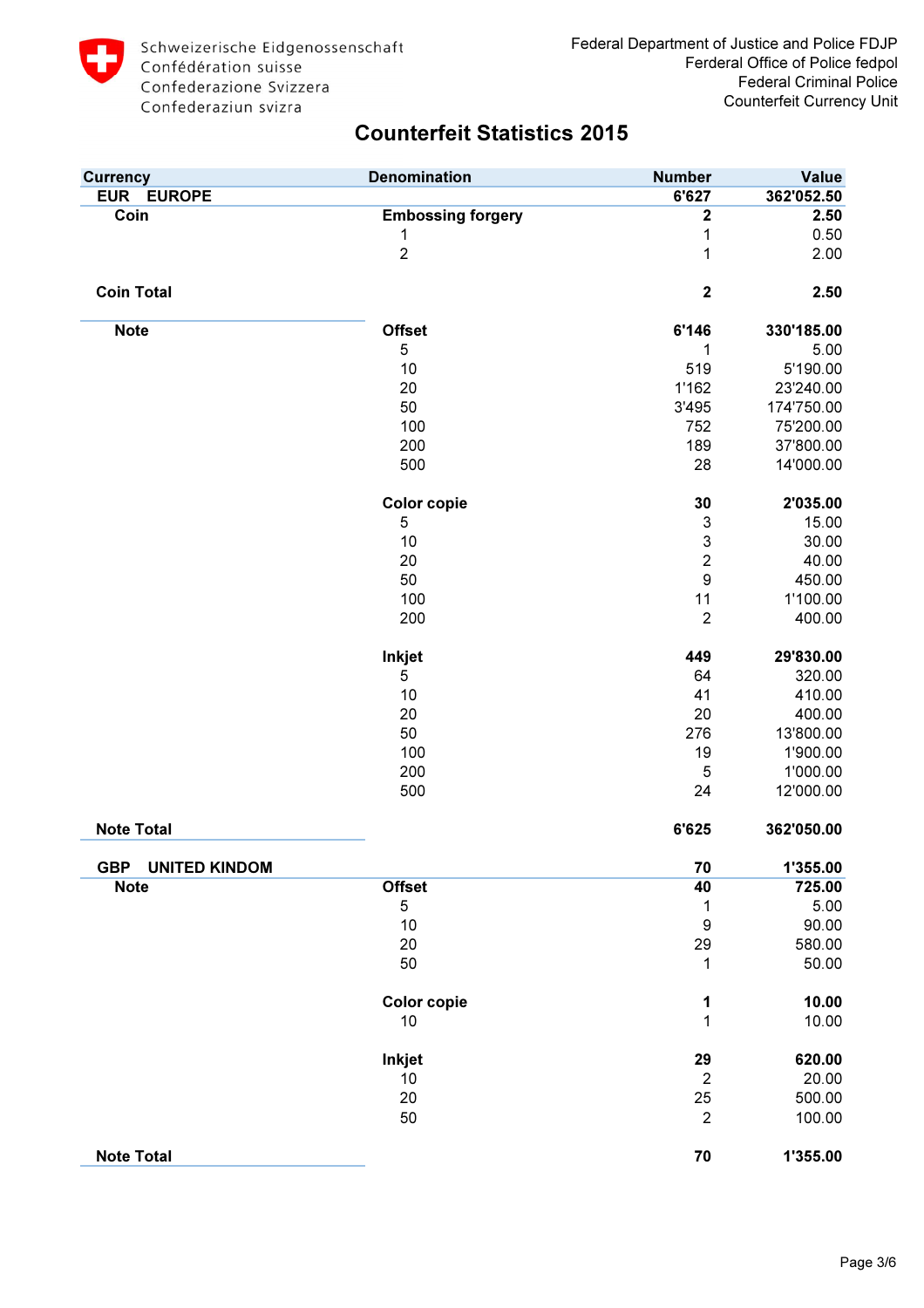Schweizerische Eidgenossenschaft
Confédération suisse
Confederazione Svizzera
Confederaziun svizra

Federal Department of Justice and Police FDJP
Ferderal Office of Police fedpol
Federal Criminal Police
Counterfeit Currency Unit

# Counterfeit Statistics 2015

| Currency | Denomination | Number | Value |
|---|---|---|---|
| **EUR EUROPE** | | **6'627** | **362'052.50** |
| **Coin** | **Embossing forgery** | **2** | **2.50** |
| | 1 | 1 | 0.50 |
| | 2 | 1 | 2.00 |
| **Coin Total** | | **2** | **2.50** |
| **Note** | **Offset** | **6'146** | **330'185.00** |
| | 5 | 1 | 5.00 |
| | 10 | 519 | 5'190.00 |
| | 20 | 1'162 | 23'240.00 |
| | 50 | 3'495 | 174'750.00 |
| | 100 | 752 | 75'200.00 |
| | 200 | 189 | 37'800.00 |
| | 500 | 28 | 14'000.00 |
| | **Color copie** | **30** | **2'035.00** |
| | 5 | 3 | 15.00 |
| | 10 | 3 | 30.00 |
| | 20 | 2 | 40.00 |
| | 50 | 9 | 450.00 |
| | 100 | 11 | 1'100.00 |
| | 200 | 2 | 400.00 |
| | **Inkjet** | **449** | **29'830.00** |
| | 5 | 64 | 320.00 |
| | 10 | 41 | 410.00 |
| | 20 | 20 | 400.00 |
| | 50 | 276 | 13'800.00 |
| | 100 | 19 | 1'900.00 |
| | 200 | 5 | 1'000.00 |
| | 500 | 24 | 12'000.00 |
| **Note Total** | | **6'625** | **362'050.00** |
| **GBP UNITED KINDOM** | | **70** | **1'355.00** |
| **Note** | **Offset** | **40** | **725.00** |
| | 5 | 1 | 5.00 |
| | 10 | 9 | 90.00 |
| | 20 | 29 | 580.00 |
| | 50 | 1 | 50.00 |
| | **Color copie** | **1** | **10.00** |
| | 10 | 1 | 10.00 |
| | **Inkjet** | **29** | **620.00** |
| | 10 | 2 | 20.00 |
| | 20 | 25 | 500.00 |
| | 50 | 2 | 100.00 |
| **Note Total** | | **70** | **1'355.00** |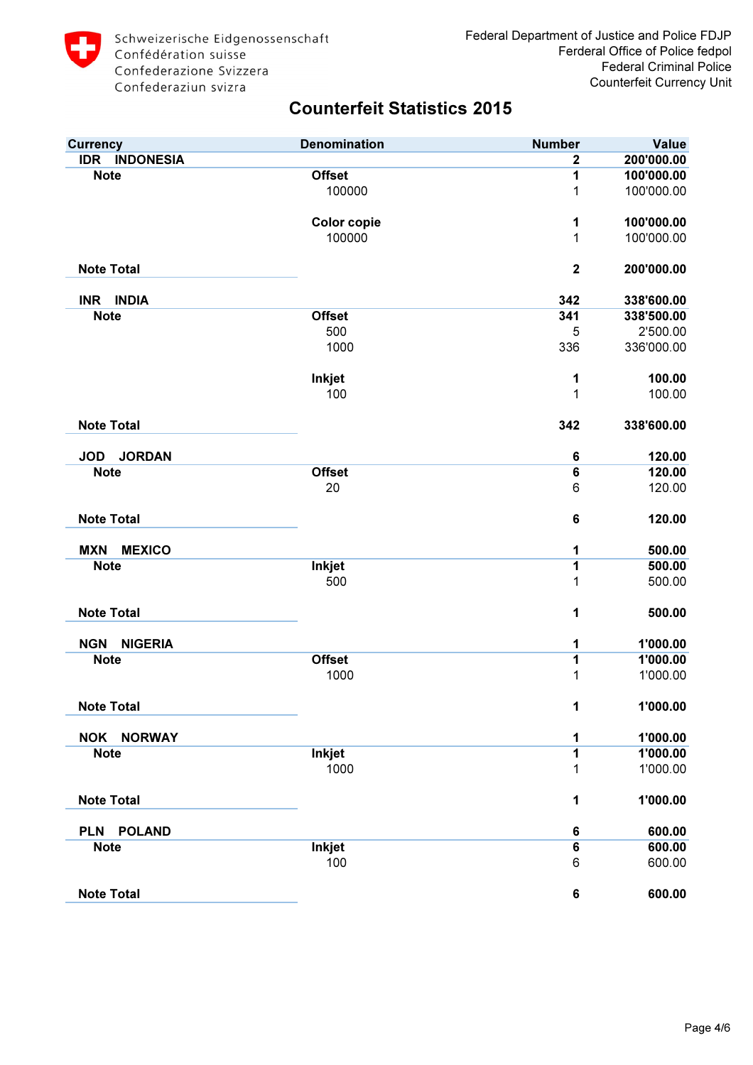Schweizerische Eidgenossenschaft
Confédération suisse
Confederazione Svizzera
Confederaziun svizra

Federal Department of Justice and Police FDJP
Ferderal Office of Police fedpol
Federal Criminal Police
Counterfeit Currency Unit

# Counterfeit Statistics 2015

| Currency | Denomination | Number | Value |
|---|---|---|---|
| **IDR INDONESIA** | | **2** | **200'000.00** |
| **Note** | **Offset** | **1** | **100'000.00** |
| | 100000 | 1 | 100'000.00 |
| | **Color copie** | **1** | **100'000.00** |
| | 100000 | 1 | 100'000.00 |
| **Note Total** | | **2** | **200'000.00** |
| **INR INDIA** | | **342** | **338'600.00** |
| **Note** | **Offset** | **341** | **338'500.00** |
| | 500 | 5 | 2'500.00 |
| | 1000 | 336 | 336'000.00 |
| | **Inkjet** | **1** | **100.00** |
| | 100 | 1 | 100.00 |
| **Note Total** | | **342** | **338'600.00** |
| **JOD JORDAN** | | **6** | **120.00** |
| **Note** | **Offset** | **6** | **120.00** |
| | 20 | 6 | 120.00 |
| **Note Total** | | **6** | **120.00** |
| **MXN MEXICO** | | **1** | **500.00** |
| **Note** | **Inkjet** | **1** | **500.00** |
| | 500 | 1 | 500.00 |
| **Note Total** | | **1** | **500.00** |
| **NGN NIGERIA** | | **1** | **1'000.00** |
| **Note** | **Offset** | **1** | **1'000.00** |
| | 1000 | 1 | 1'000.00 |
| **Note Total** | | **1** | **1'000.00** |
| **NOK NORWAY** | | **1** | **1'000.00** |
| **Note** | **Inkjet** | **1** | **1'000.00** |
| | 1000 | 1 | 1'000.00 |
| **Note Total** | | **1** | **1'000.00** |
| **PLN POLAND** | | **6** | **600.00** |
| **Note** | **Inkjet** | **6** | **600.00** |
| | 100 | 6 | 600.00 |
| **Note Total** | | **6** | **600.00** |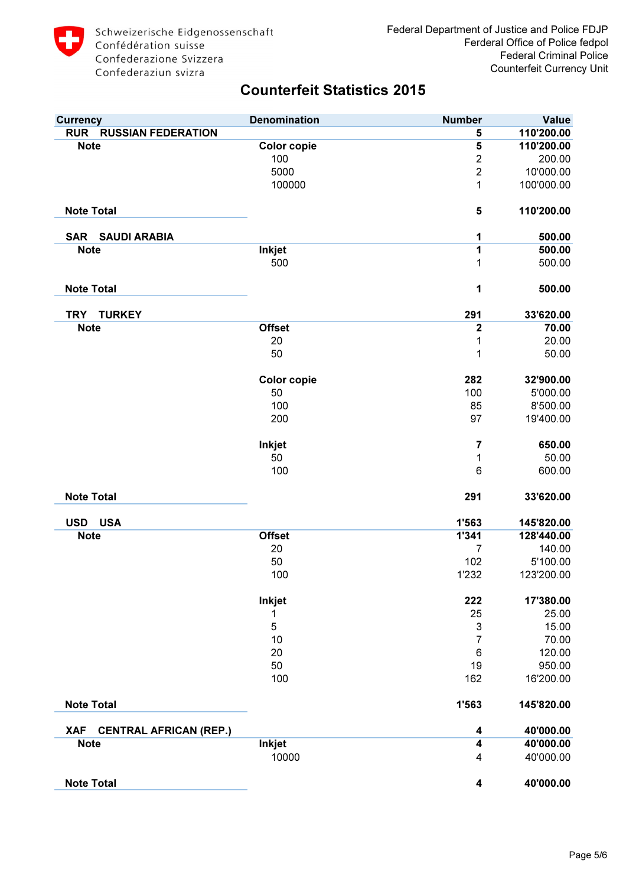Schweizerische Eidgenossenschaft
Confédération suisse
Confederazione Svizzera
Confederaziun svizra

Federal Department of Justice and Police FDJP
Ferderal Office of Police fedpol
Federal Criminal Police
Counterfeit Currency Unit

# Counterfeit Statistics 2015

| Currency | Denomination | Number | Value |
|---|---|---|---|
| **RUR RUSSIAN FEDERATION** | | **5** | **110'200.00** |
| **Note** | **Color copie** | **5** | **110'200.00** |
| | 100 | 2 | 200.00 |
| | 5000 | 2 | 10'000.00 |
| | 100000 | 1 | 100'000.00 |
| **Note Total** | | **5** | **110'200.00** |
| **SAR SAUDI ARABIA** | | **1** | **500.00** |
| **Note** | **Inkjet** | **1** | **500.00** |
| | 500 | 1 | 500.00 |
| **Note Total** | | **1** | **500.00** |
| **TRY TURKEY** | | **291** | **33'620.00** |
| **Note** | **Offset** | **2** | **70.00** |
| | 20 | 1 | 20.00 |
| | 50 | 1 | 50.00 |
| | **Color copie** | **282** | **32'900.00** |
| | 50 | 100 | 5'000.00 |
| | 100 | 85 | 8'500.00 |
| | 200 | 97 | 19'400.00 |
| | **Inkjet** | **7** | **650.00** |
| | 50 | 1 | 50.00 |
| | 100 | 6 | 600.00 |
| **Note Total** | | **291** | **33'620.00** |
| **USD USA** | | **1'563** | **145'820.00** |
| **Note** | **Offset** | **1'341** | **128'440.00** |
| | 20 | 7 | 140.00 |
| | 50 | 102 | 5'100.00 |
| | 100 | 1'232 | 123'200.00 |
| | **Inkjet** | **222** | **17'380.00** |
| | 1 | 25 | 25.00 |
| | 5 | 3 | 15.00 |
| | 10 | 7 | 70.00 |
| | 20 | 6 | 120.00 |
| | 50 | 19 | 950.00 |
| | 100 | 162 | 16'200.00 |
| **Note Total** | | **1'563** | **145'820.00** |
| **XAF CENTRAL AFRICAN (REP.)** | | **4** | **40'000.00** |
| **Note** | **Inkjet** | **4** | **40'000.00** |
| | 10000 | 4 | 40'000.00 |
| **Note Total** | | **4** | **40'000.00** |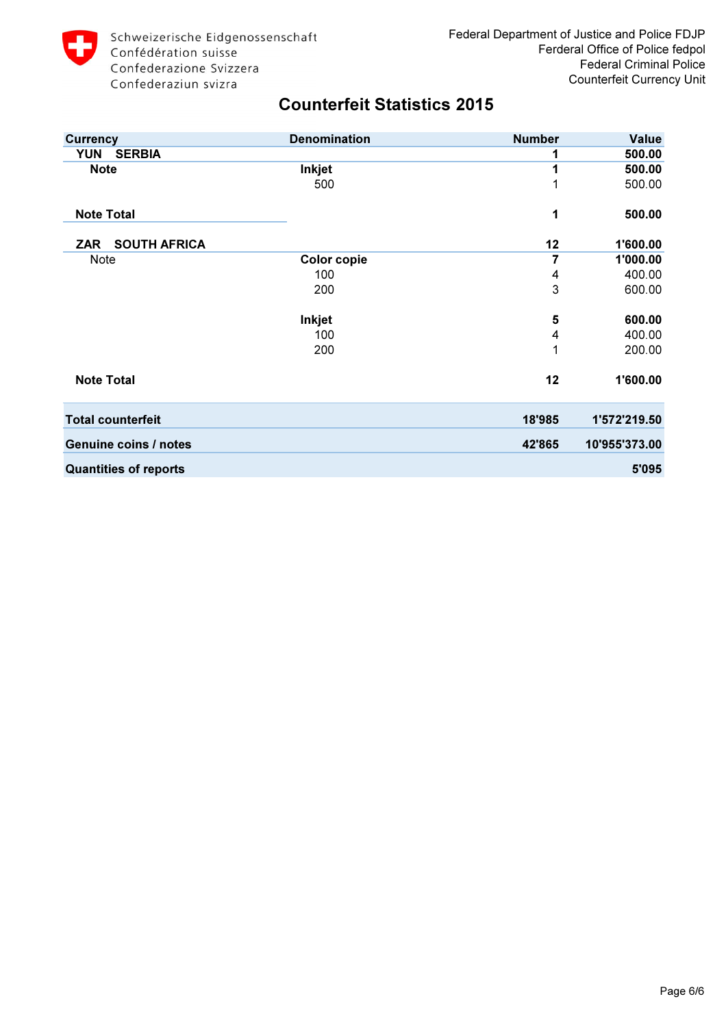Schweizerische Eidgenossenschaft
Confédération suisse
Confederazione Svizzera
Confederaziun svizra

Federal Department of Justice and Police FDJP
Ferderal Office of Police fedpol
Federal Criminal Police
Counterfeit Currency Unit

# Counterfeit Statistics 2015

| Currency | Denomination | Number | Value |
|---|---|---|---|
| **YUN SERBIA** | | **1** | **500.00** |
| **Note** | **Inkjet** | **1** | **500.00** |
| | 500 | 1 | 500.00 |
| **Note Total** | | **1** | **500.00** |
| **ZAR SOUTH AFRICA** | | **12** | **1'600.00** |
| Note | **Color copie** | **7** | **1'000.00** |
| | 100 | 4 | 400.00 |
| | 200 | 3 | 600.00 |
| | **Inkjet** | **5** | **600.00** |
| | 100 | 4 | 400.00 |
| | 200 | 1 | 200.00 |
| **Note Total** | | **12** | **1'600.00** |
| **Total counterfeit** | | **18'985** | **1'572'219.50** |
| **Genuine coins / notes** | | **42'865** | **10'955'373.00** |
| **Quantities of reports** | | | **5'095** |